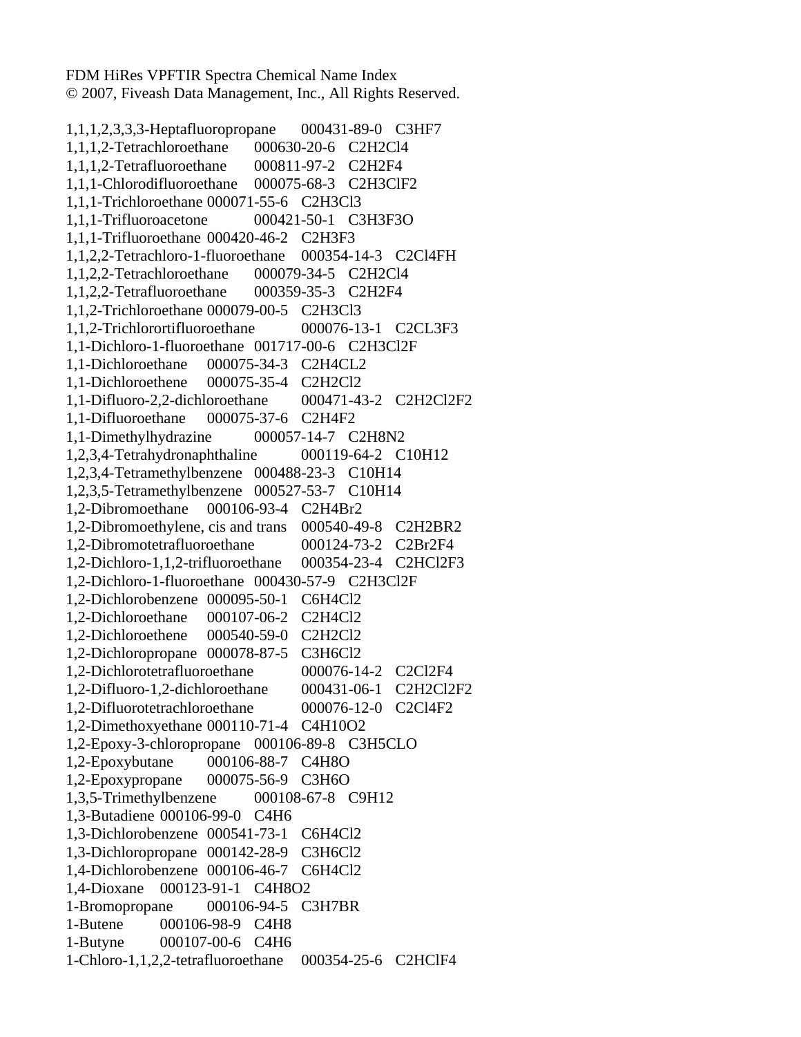FDM HiRes VPFTIR Spectra Chemical Name Index
© 2007, Fiveash Data Management, Inc., All Rights Reserved.

| | | |
|---|---|---|
| 1,1,1,2,3,3,3-Heptafluoropropane | 000431-89-0 | $C_3HF_7$ |
| 1,1,1,2-Tetrachloroethane | 000630-20-6 | $C_2H_2Cl_4$ |
| 1,1,1,2-Tetrafluoroethane | 000811-97-2 | $C_2H_2F_4$ |
| 1,1,1-Chlorodifluoroethane | 000075-68-3 | $C_2H_3ClF_2$ |
| 1,1,1-Trichloroethane | 000071-55-6 | $C_2H_3Cl_3$ |
| 1,1,1-Trifluoroacetone | 000421-50-1 | $C_3H_3F_3O$ |
| 1,1,1-Trifluoroethane | 000420-46-2 | $C_2H_3F_3$ |
| 1,1,2,2-Tetrachloro-1-fluoroethane | 000354-14-3 | $C_2Cl_4FH$ |
| 1,1,2,2-Tetrachloroethane | 000079-34-5 | $C_2H_2Cl_4$ |
| 1,1,2,2-Tetrafluoroethane | 000359-35-3 | $C_2H_2F_4$ |
| 1,1,2-Trichloroethane | 000079-00-5 | $C_2H_3Cl_3$ |
| 1,1,2-Trichlorortifluoroethane | 000076-13-1 | $C_2CL_3F_3$ |
| 1,1-Dichloro-1-fluoroethane | 001717-00-6 | $C_2H_3Cl_2F$ |
| 1,1-Dichloroethane | 000075-34-3 | $C_2H_4CL_2$ |
| 1,1-Dichloroethene | 000075-35-4 | $C_2H_2Cl_2$ |
| 1,1-Difluoro-2,2-dichloroethane | 000471-43-2 | $C_2H_2Cl_2F_2$ |
| 1,1-Difluoroethane | 000075-37-6 | $C_2H_4F_2$ |
| 1,1-Dimethylhydrazine | 000057-14-7 | $C_2H_8N_2$ |
| 1,2,3,4-Tetrahydronaphthaline | 000119-64-2 | $C_{10}H_{12}$ |
| 1,2,3,4-Tetramethylbenzene | 000488-23-3 | $C_{10}H_{14}$ |
| 1,2,3,5-Tetramethylbenzene | 000527-53-7 | $C_{10}H_{14}$ |
| 1,2-Dibromoethane | 000106-93-4 | $C_2H_4Br_2$ |
| 1,2-Dibromoethylene, cis and trans | 000540-49-8 | $C_2H_2BR_2$ |
| 1,2-Dibromotetrafluoroethane | 000124-73-2 | $C_2Br_2F_4$ |
| 1,2-Dichloro-1,1,2-trifluoroethane | 000354-23-4 | $C_2HCl_2F_3$ |
| 1,2-Dichloro-1-fluoroethane | 000430-57-9 | $C_2H_3Cl_2F$ |
| 1,2-Dichlorobenzene | 000095-50-1 | $C_6H_4Cl_2$ |
| 1,2-Dichloroethane | 000107-06-2 | $C_2H_4Cl_2$ |
| 1,2-Dichloroethene | 000540-59-0 | $C_2H_2Cl_2$ |
| 1,2-Dichloropropane | 000078-87-5 | $C_3H_6Cl_2$ |
| 1,2-Dichlorotetrafluoroethane | 000076-14-2 | $C_2Cl_2F_4$ |
| 1,2-Difluoro-1,2-dichloroethane | 000431-06-1 | $C_2H_2Cl_2F_2$ |
| 1,2-Difluorotetrachloroethane | 000076-12-0 | $C_2Cl_4F_2$ |
| 1,2-Dimethoxyethane | 000110-71-4 | $C_4H_{10}O_2$ |
| 1,2-Epoxy-3-chloropropane | 000106-89-8 | $C_3H_5CLO$ |
| 1,2-Epoxybutane | 000106-88-7 | $C_4H_8O$ |
| 1,2-Epoxypropane | 000075-56-9 | $C_3H_6O$ |
| 1,3,5-Trimethylbenzene | 000108-67-8 | $C_9H_{12}$ |
| 1,3-Butadiene | 000106-99-0 | $C_4H_6$ |
| 1,3-Dichlorobenzene | 000541-73-1 | $C_6H_4Cl_2$ |
| 1,3-Dichloropropane | 000142-28-9 | $C_3H_6Cl_2$ |
| 1,4-Dichlorobenzene | 000106-46-7 | $C_6H_4Cl_2$ |
| 1,4-Dioxane | 000123-91-1 | $C_4H_8O_2$ |
| 1-Bromopropane | 000106-94-5 | $C_3H_7BR$ |
| 1-Butene | 000106-98-9 | $C_4H_8$ |
| 1-Butyne | 000107-00-6 | $C_4H_6$ |
| 1-Chloro-1,1,2,2-tetrafluoroethane | 000354-25-6 | $C_2HClF_4$ |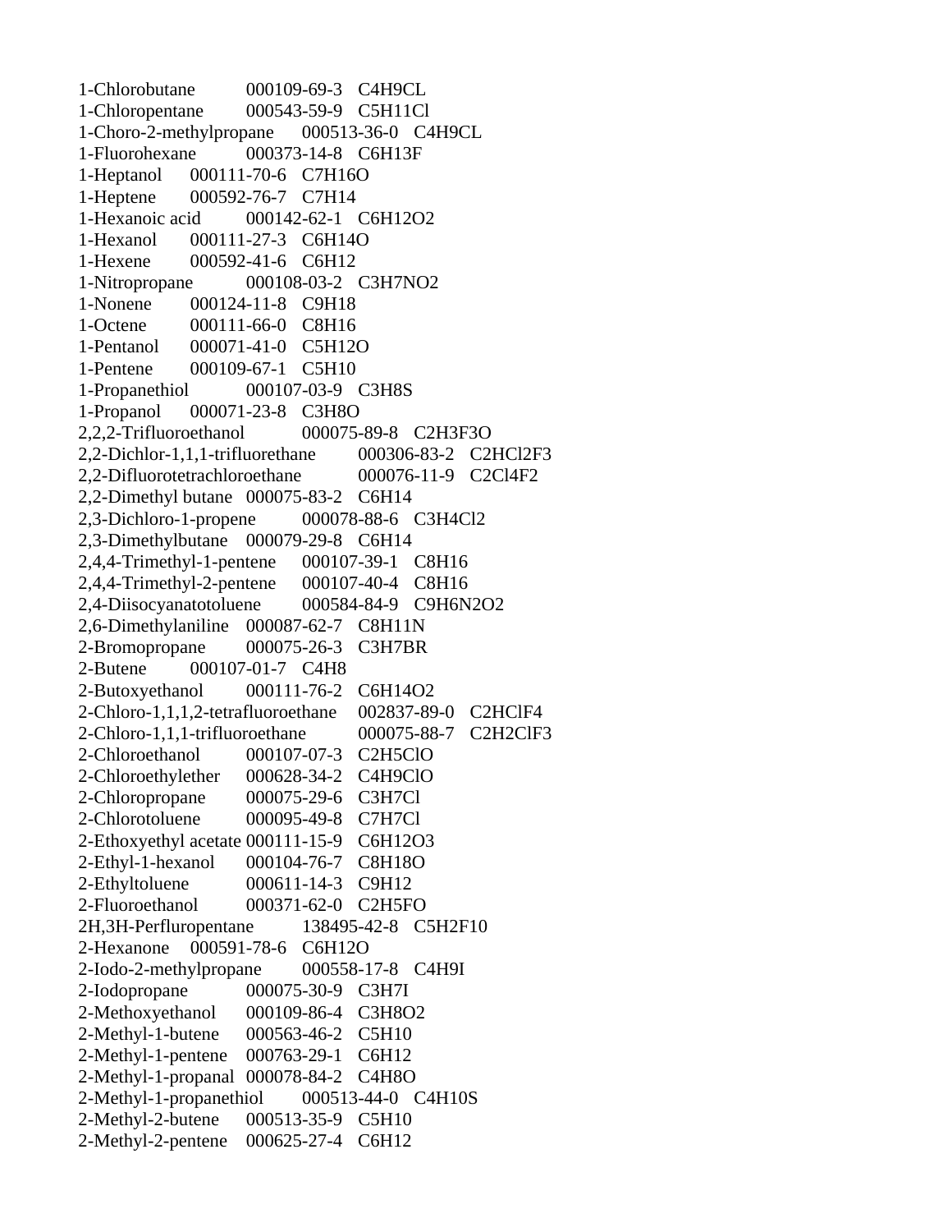| | | |
|---|---|---|
| 1-Chlorobutane | 000109-69-3 | $C_4H_9CL$ |
| 1-Chloropentane | 000543-59-9 | $C_5H_{11}Cl$ |
| 1-Choro-2-methylpropane | 000513-36-0 | $C_4H_9CL$ |
| 1-Fluorohexane | 000373-14-8 | $C_6H_{13}F$ |
| 1-Heptanol | 000111-70-6 | $C_7H_{16}O$ |
| 1-Heptene | 000592-76-7 | $C_7H_{14}$ |
| 1-Hexanoic acid | 000142-62-1 | $C_6H_{12}O_2$ |
| 1-Hexanol | 000111-27-3 | $C_6H_{14}O$ |
| 1-Hexene | 000592-41-6 | $C_6H_{12}$ |
| 1-Nitropropane | 000108-03-2 | $C_3H_7NO_2$ |
| 1-Nonene | 000124-11-8 | $C_9H_{18}$ |
| 1-Octene | 000111-66-0 | $C_8H_{16}$ |
| 1-Pentanol | 000071-41-0 | $C_5H_{12}O$ |
| 1-Pentene | 000109-67-1 | $C_5H_{10}$ |
| 1-Propanethiol | 000107-03-9 | $C_3H_8S$ |
| 1-Propanol | 000071-23-8 | $C_3H_8O$ |
| 2,2,2-Trifluoroethanol | 000075-89-8 | $C_2H_3F_3O$ |
| 2,2-Dichlor-1,1,1-trifluorethane | 000306-83-2 | $C_2HCl_2F_3$ |
| 2,2-Difluorotetrachloroethane | 000076-11-9 | $C_2Cl_4F_2$ |
| 2,2-Dimethyl butane | 000075-83-2 | $C_6H_{14}$ |
| 2,3-Dichloro-1-propene | 000078-88-6 | $C_3H_4Cl_2$ |
| 2,3-Dimethylbutane | 000079-29-8 | $C_6H_{14}$ |
| 2,4,4-Trimethyl-1-pentene | 000107-39-1 | $C_8H_{16}$ |
| 2,4,4-Trimethyl-2-pentene | 000107-40-4 | $C_8H_{16}$ |
| 2,4-Diisocyanatotoluene | 000584-84-9 | $C_9H_6N_2O_2$ |
| 2,6-Dimethylaniline | 000087-62-7 | $C_8H_{11}N$ |
| 2-Bromopropane | 000075-26-3 | $C_3H_7BR$ |
| 2-Butene | 000107-01-7 | $C_4H_8$ |
| 2-Butoxyethanol | 000111-76-2 | $C_6H_{14}O_2$ |
| 2-Chloro-1,1,1,2-tetrafluoroethane | 002837-89-0 | $C_2HClF_4$ |
| 2-Chloro-1,1,1-trifluoroethane | 000075-88-7 | $C_2H_2ClF_3$ |
| 2-Chloroethanol | 000107-07-3 | $C_2H_5ClO$ |
| 2-Chloroethylether | 000628-34-2 | $C_4H_9ClO$ |
| 2-Chloropropane | 000075-29-6 | $C_3H_7Cl$ |
| 2-Chlorotoluene | 000095-49-8 | $C_7H_7Cl$ |
| 2-Ethoxyethyl acetate | 000111-15-9 | $C_6H_{12}O_3$ |
| 2-Ethyl-1-hexanol | 000104-76-7 | $C_8H_{18}O$ |
| 2-Ethyltoluene | 000611-14-3 | $C_9H_{12}$ |
| 2-Fluoroethanol | 000371-62-0 | $C_2H_5FO$ |
| 2H,3H-Perfluropentane | 138495-42-8 | $C_5H_2F_{10}$ |
| 2-Hexanone | 000591-78-6 | $C_6H_{12}O$ |
| 2-Iodo-2-methylpropane | 000558-17-8 | $C_4H_9I$ |
| 2-Iodopropane | 000075-30-9 | $C_3H_7I$ |
| 2-Methoxyethanol | 000109-86-4 | $C_3H_8O_2$ |
| 2-Methyl-1-butene | 000563-46-2 | $C_5H_{10}$ |
| 2-Methyl-1-pentene | 000763-29-1 | $C_6H_{12}$ |
| 2-Methyl-1-propanal | 000078-84-2 | $C_4H_8O$ |
| 2-Methyl-1-propanethiol | 000513-44-0 | $C_4H_{10}S$ |
| 2-Methyl-2-butene | 000513-35-9 | $C_5H_{10}$ |
| 2-Methyl-2-pentene | 000625-27-4 | $C_6H_{12}$ |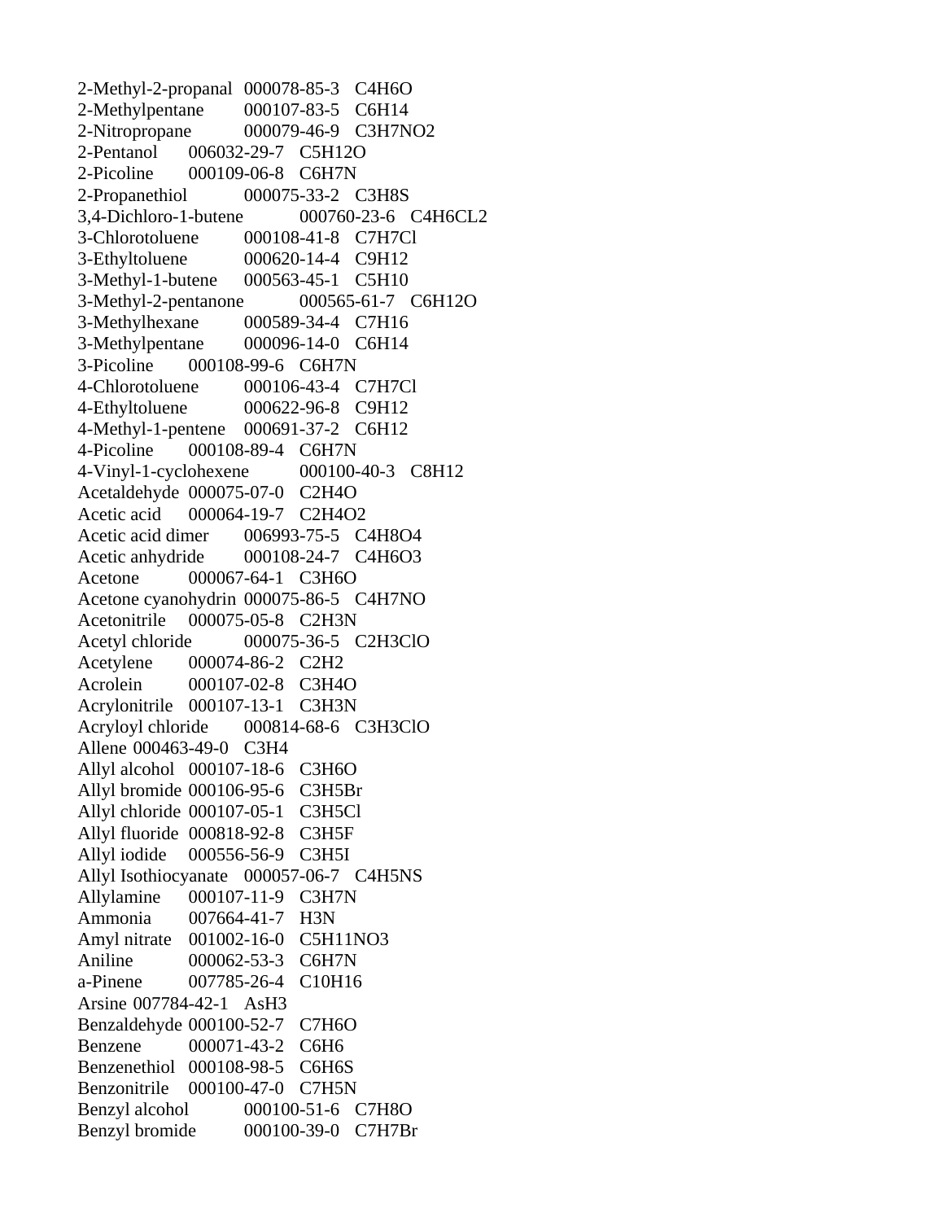| | | |
|---|---|---|
| 2-Methyl-2-propanal | 000078-85-3 | $C_4H_6O$ |
| 2-Methylpentane | 000107-83-5 | $C_6H_{14}$ |
| 2-Nitropropane | 000079-46-9 | $C_3H_7NO_2$ |
| 2-Pentanol | 006032-29-7 | $C_5H_{12}O$ |
| 2-Picoline | 000109-06-8 | $C_6H_7N$ |
| 2-Propanethiol | 000075-33-2 | $C_3H_8S$ |
| 3,4-Dichloro-1-butene | 000760-23-6 | $C_4H_6CL_2$ |
| 3-Chlorotoluene | 000108-41-8 | $C_7H_7Cl$ |
| 3-Ethyltoluene | 000620-14-4 | $C_9H_{12}$ |
| 3-Methyl-1-butene | 000563-45-1 | $C_5H_{10}$ |
| 3-Methyl-2-pentanone | 000565-61-7 | $C_6H_{12}O$ |
| 3-Methylhexane | 000589-34-4 | $C_7H_{16}$ |
| 3-Methylpentane | 000096-14-0 | $C_6H_{14}$ |
| 3-Picoline | 000108-99-6 | $C_6H_7N$ |
| 4-Chlorotoluene | 000106-43-4 | $C_7H_7Cl$ |
| 4-Ethyltoluene | 000622-96-8 | $C_9H_{12}$ |
| 4-Methyl-1-pentene | 000691-37-2 | $C_6H_{12}$ |
| 4-Picoline | 000108-89-4 | $C_6H_7N$ |
| 4-Vinyl-1-cyclohexene | 000100-40-3 | $C_8H_{12}$ |
| Acetaldehyde | 000075-07-0 | $C_2H_4O$ |
| Acetic acid | 000064-19-7 | $C_2H_4O_2$ |
| Acetic acid dimer | 006993-75-5 | $C_4H_8O_4$ |
| Acetic anhydride | 000108-24-7 | $C_4H_6O_3$ |
| Acetone | 000067-64-1 | $C_3H_6O$ |
| Acetone cyanohydrin | 000075-86-5 | $C_4H_7NO$ |
| Acetonitrile | 000075-05-8 | $C_2H_3N$ |
| Acetyl chloride | 000075-36-5 | $C_2H_3ClO$ |
| Acetylene | 000074-86-2 | $C_2H_2$ |
| Acrolein | 000107-02-8 | $C_3H_4O$ |
| Acrylonitrile | 000107-13-1 | $C_3H_3N$ |
| Acryloyl chloride | 000814-68-6 | $C_3H_3ClO$ |
| Allene | 000463-49-0 | $C_3H_4$ |
| Allyl alcohol | 000107-18-6 | $C_3H_6O$ |
| Allyl bromide | 000106-95-6 | $C_3H_5Br$ |
| Allyl chloride | 000107-05-1 | $C_3H_5Cl$ |
| Allyl fluoride | 000818-92-8 | $C_3H_5F$ |
| Allyl iodide | 000556-56-9 | $C_3H_5I$ |
| Allyl Isothiocyanate | 000057-06-7 | $C_4H_5NS$ |
| Allylamine | 000107-11-9 | $C_3H_7N$ |
| Ammonia | 007664-41-7 | $H_3N$ |
| Amyl nitrate | 001002-16-0 | $C_5H_{11}NO_3$ |
| Aniline | 000062-53-3 | $C_6H_7N$ |
| a-Pinene | 007785-26-4 | $C_{10}H_{16}$ |
| Arsine | 007784-42-1 | $AsH_3$ |
| Benzaldehyde | 000100-52-7 | $C_7H_6O$ |
| Benzene | 000071-43-2 | $C_6H_6$ |
| Benzenethiol | 000108-98-5 | $C_6H_6S$ |
| Benzonitrile | 000100-47-0 | $C_7H_5N$ |
| Benzyl alcohol | 000100-51-6 | $C_7H_8O$ |
| Benzyl bromide | 000100-39-0 | $C_7H_7Br$ |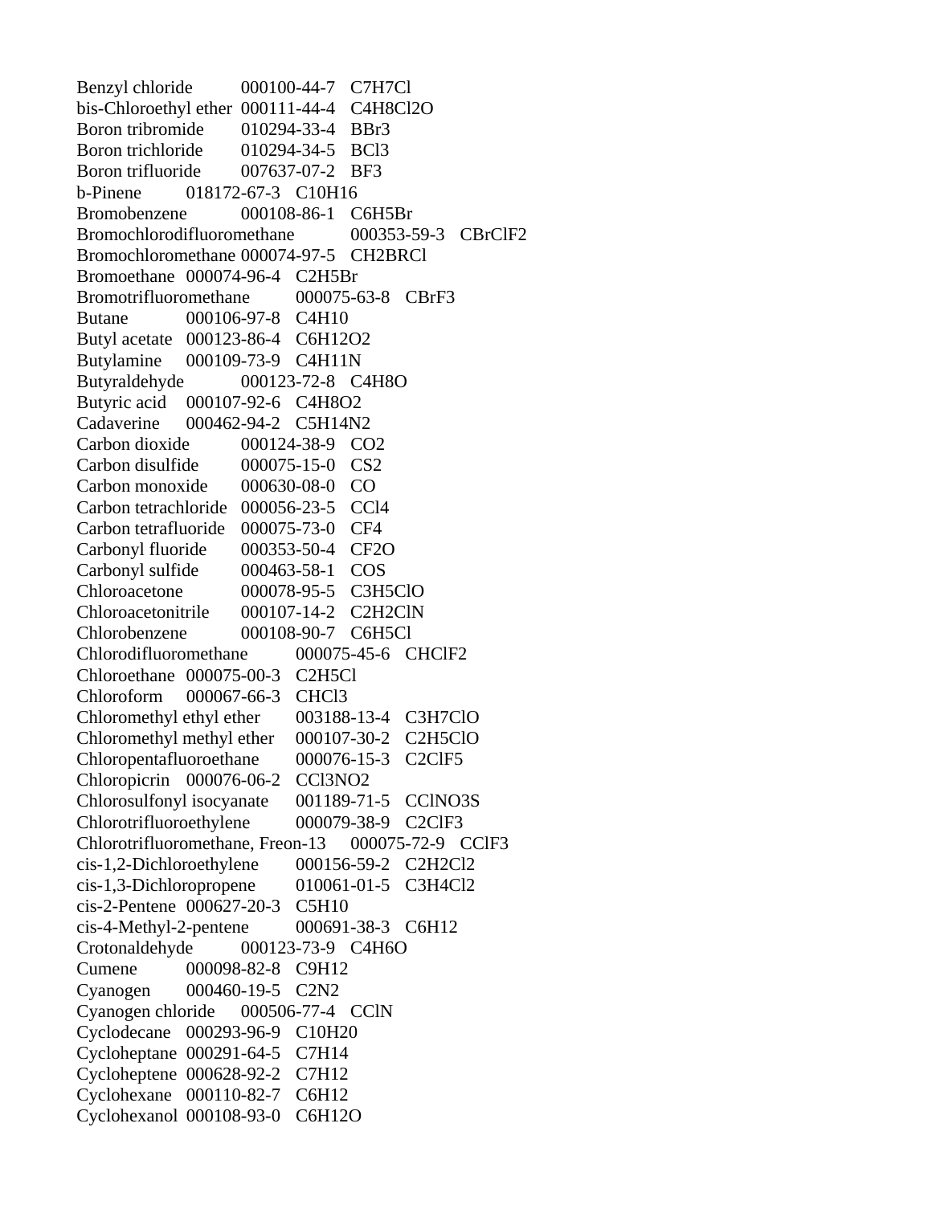| | | |
|---|---|---|
| Benzyl chloride | 000100-44-7 | $C_7H_7Cl$ |
| bis-Chloroethyl ether | 000111-44-4 | $C_4H_8Cl_2O$ |
| Boron tribromide | 010294-33-4 | $BBr_3$ |
| Boron trichloride | 010294-34-5 | $BCl_3$ |
| Boron trifluoride | 007637-07-2 | $BF_3$ |
| b-Pinene | 018172-67-3 | $C_{10}H_{16}$ |
| Bromobenzene | 000108-86-1 | $C_6H_5Br$ |
| Bromochlorodifluoromethane | 000353-59-3 | $CBrClF_2$ |
| Bromochloromethane | 000074-97-5 | $CH_2BRCl$ |
| Bromoethane | 000074-96-4 | $C_2H_5Br$ |
| Bromotrifluoromethane | 000075-63-8 | $CBrF_3$ |
| Butane | 000106-97-8 | $C_4H_{10}$ |
| Butyl acetate | 000123-86-4 | $C_6H_{12}O_2$ |
| Butylamine | 000109-73-9 | $C_4H_{11}N$ |
| Butyraldehyde | 000123-72-8 | $C_4H_8O$ |
| Butyric acid | 000107-92-6 | $C_4H_8O_2$ |
| Cadaverine | 000462-94-2 | $C_5H_{14}N_2$ |
| Carbon dioxide | 000124-38-9 | $CO_2$ |
| Carbon disulfide | 000075-15-0 | $CS_2$ |
| Carbon monoxide | 000630-08-0 | CO |
| Carbon tetrachloride | 000056-23-5 | $CCl_4$ |
| Carbon tetrafluoride | 000075-73-0 | $CF_4$ |
| Carbonyl fluoride | 000353-50-4 | $CF_2O$ |
| Carbonyl sulfide | 000463-58-1 | COS |
| Chloroacetone | 000078-95-5 | $C_3H_5ClO$ |
| Chloroacetonitrile | 000107-14-2 | $C_2H_2ClN$ |
| Chlorobenzene | 000108-90-7 | $C_6H_5Cl$ |
| Chlorodifluoromethane | 000075-45-6 | $CHClF_2$ |
| Chloroethane | 000075-00-3 | $C_2H_5Cl$ |
| Chloroform | 000067-66-3 | $CHCl_3$ |
| Chloromethyl ethyl ether | 003188-13-4 | $C_3H_7ClO$ |
| Chloromethyl methyl ether | 000107-30-2 | $C_2H_5ClO$ |
| Chloropentafluoroethane | 000076-15-3 | $C_2ClF_5$ |
| Chloropicrin | 000076-06-2 | $CCl_3NO_2$ |
| Chlorosulfonyl isocyanate | 001189-71-5 | $CClNO_3S$ |
| Chlorotrifluoroethylene | 000079-38-9 | $C_2ClF_3$ |
| Chlorotrifluoromethane, Freon-13 | 000075-72-9 | $CClF_3$ |
| cis-1,2-Dichloroethylene | 000156-59-2 | $C_2H_2Cl_2$ |
| cis-1,3-Dichloropropene | 010061-01-5 | $C_3H_4Cl_2$ |
| cis-2-Pentene | 000627-20-3 | $C_5H_{10}$ |
| cis-4-Methyl-2-pentene | 000691-38-3 | $C_6H_{12}$ |
| Crotonaldehyde | 000123-73-9 | $C_4H_6O$ |
| Cumene | 000098-82-8 | $C_9H_{12}$ |
| Cyanogen | 000460-19-5 | $C_2N_2$ |
| Cyanogen chloride | 000506-77-4 | CClN |
| Cyclodecane | 000293-96-9 | $C_{10}H_{20}$ |
| Cycloheptane | 000291-64-5 | $C_7H_{14}$ |
| Cycloheptene | 000628-92-2 | $C_7H_{12}$ |
| Cyclohexane | 000110-82-7 | $C_6H_{12}$ |
| Cyclohexanol | 000108-93-0 | $C_6H_{12}O$ |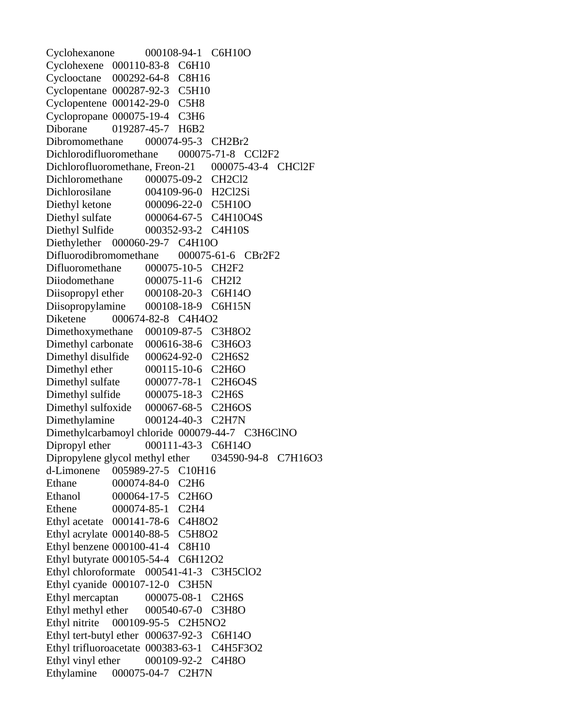| | | |
|---|---|---|
| Cyclohexanone | 000108-94-1 | C6H10O |
| Cyclohexene | 000110-83-8 | C6H10 |
| Cyclooctane | 000292-64-8 | C8H16 |
| Cyclopentane | 000287-92-3 | C5H10 |
| Cyclopentene | 000142-29-0 | C5H8 |
| Cyclopropane | 000075-19-4 | C3H6 |
| Diborane | 019287-45-7 | H6B2 |
| Dibromomethane | 000074-95-3 | CH2Br2 |
| Dichlorodifluoromethane | 000075-71-8 | CCl2F2 |
| Dichlorofluoromethane, Freon-21 | 000075-43-4 | CHCl2F |
| Dichloromethane | 000075-09-2 | CH2Cl2 |
| Dichlorosilane | 004109-96-0 | H2Cl2Si |
| Diethyl ketone | 000096-22-0 | C5H10O |
| Diethyl sulfate | 000064-67-5 | C4H10O4S |
| Diethyl Sulfide | 000352-93-2 | C4H10S |
| Diethylether | 000060-29-7 | C4H10O |
| Difluorodibromomethane | 000075-61-6 | CBr2F2 |
| Difluoromethane | 000075-10-5 | CH2F2 |
| Diiodomethane | 000075-11-6 | CH2I2 |
| Diisopropyl ether | 000108-20-3 | C6H14O |
| Diisopropylamine | 000108-18-9 | C6H15N |
| Diketene | 000674-82-8 | C4H4O2 |
| Dimethoxymethane | 000109-87-5 | C3H8O2 |
| Dimethyl carbonate | 000616-38-6 | C3H6O3 |
| Dimethyl disulfide | 000624-92-0 | C2H6S2 |
| Dimethyl ether | 000115-10-6 | C2H6O |
| Dimethyl sulfate | 000077-78-1 | C2H6O4S |
| Dimethyl sulfide | 000075-18-3 | C2H6S |
| Dimethyl sulfoxide | 000067-68-5 | C2H6OS |
| Dimethylamine | 000124-40-3 | C2H7N |
| Dimethylcarbamoyl chloride | 000079-44-7 | C3H6ClNO |
| Dipropyl ether | 000111-43-3 | C6H14O |
| Dipropylene glycol methyl ether | 034590-94-8 | C7H16O3 |
| d-Limonene | 005989-27-5 | C10H16 |
| Ethane | 000074-84-0 | C2H6 |
| Ethanol | 000064-17-5 | C2H6O |
| Ethene | 000074-85-1 | C2H4 |
| Ethyl acetate | 000141-78-6 | C4H8O2 |
| Ethyl acrylate | 000140-88-5 | C5H8O2 |
| Ethyl benzene | 000100-41-4 | C8H10 |
| Ethyl butyrate | 000105-54-4 | C6H12O2 |
| Ethyl chloroformate | 000541-41-3 | C3H5ClO2 |
| Ethyl cyanide | 000107-12-0 | C3H5N |
| Ethyl mercaptan | 000075-08-1 | C2H6S |
| Ethyl methyl ether | 000540-67-0 | C3H8O |
| Ethyl nitrite | 000109-95-5 | C2H5NO2 |
| Ethyl tert-butyl ether | 000637-92-3 | C6H14O |
| Ethyl trifluoroacetate | 000383-63-1 | C4H5F3O2 |
| Ethyl vinyl ether | 000109-92-2 | C4H8O |
| Ethylamine | 000075-04-7 | C2H7N |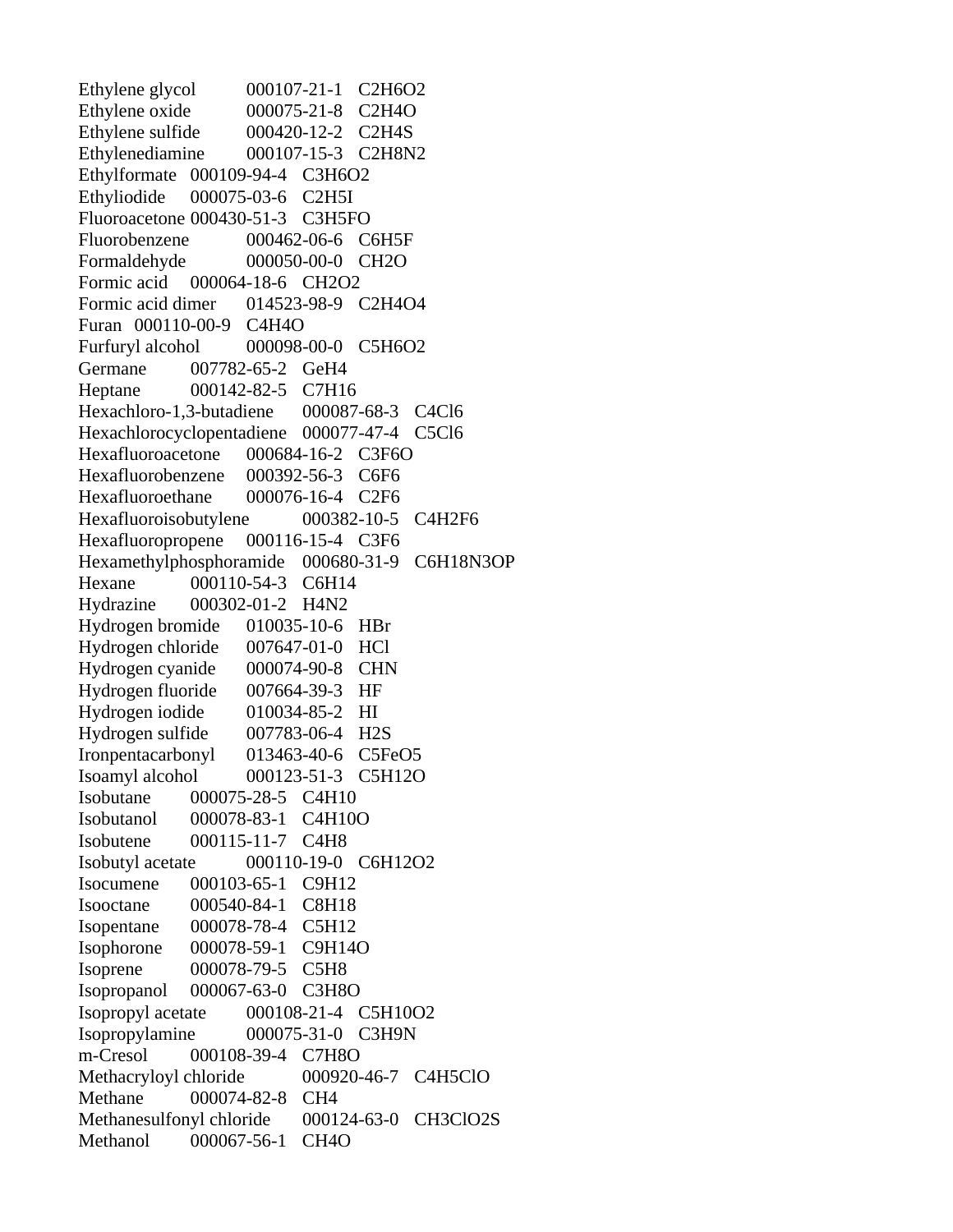| | | |
|---|---|---|
| Ethylene glycol | 000107-21-1 | $C_2H_6O_2$ |
| Ethylene oxide | 000075-21-8 | $C_2H_4O$ |
| Ethylene sulfide | 000420-12-2 | $C_2H_4S$ |
| Ethylenediamine | 000107-15-3 | $C_2H_8N_2$ |
| Ethylformate | 000109-94-4 | $C_3H_6O_2$ |
| Ethyliodide | 000075-03-6 | $C_2H_5I$ |
| Fluoroacetone | 000430-51-3 | $C_3H_5FO$ |
| Fluorobenzene | 000462-06-6 | $C_6H_5F$ |
| Formaldehyde | 000050-00-0 | $CH_2O$ |
| Formic acid | 000064-18-6 | $CH_2O_2$ |
| Formic acid dimer | 014523-98-9 | $C_2H_4O_4$ |
| Furan | 000110-00-9 | $C_4H_4O$ |
| Furfuryl alcohol | 000098-00-0 | $C_5H_6O_2$ |
| Germane | 007782-65-2 | $GeH_4$ |
| Heptane | 000142-82-5 | $C_7H_{16}$ |
| Hexachloro-1,3-butadiene | 000087-68-3 | $C_4Cl_6$ |
| Hexachlorocyclopentadiene | 000077-47-4 | $C_5Cl_6$ |
| Hexafluoroacetone | 000684-16-2 | $C_3F_6O$ |
| Hexafluorobenzene | 000392-56-3 | $C_6F_6$ |
| Hexafluoroethane | 000076-16-4 | $C_2F_6$ |
| Hexafluoroisobutylene | 000382-10-5 | $C_4H_2F_6$ |
| Hexafluoropropene | 000116-15-4 | $C_3F_6$ |
| Hexamethylphosphoramide | 000680-31-9 | $C_6H_{18}N_3OP$ |
| Hexane | 000110-54-3 | $C_6H_{14}$ |
| Hydrazine | 000302-01-2 | $H_4N_2$ |
| Hydrogen bromide | 010035-10-6 | HBr |
| Hydrogen chloride | 007647-01-0 | HCl |
| Hydrogen cyanide | 000074-90-8 | CHN |
| Hydrogen fluoride | 007664-39-3 | HF |
| Hydrogen iodide | 010034-85-2 | HI |
| Hydrogen sulfide | 007783-06-4 | $H_2S$ |
| Ironpentacarbonyl | 013463-40-6 | $C_5FeO_5$ |
| Isoamyl alcohol | 000123-51-3 | $C_5H_{12}O$ |
| Isobutane | 000075-28-5 | $C_4H_{10}$ |
| Isobutanol | 000078-83-1 | $C_4H_{10}O$ |
| Isobutene | 000115-11-7 | $C_4H_8$ |
| Isobutyl acetate | 000110-19-0 | $C_6H_{12}O_2$ |
| Isocumene | 000103-65-1 | $C_9H_{12}$ |
| Isooctane | 000540-84-1 | $C_8H_{18}$ |
| Isopentane | 000078-78-4 | $C_5H_{12}$ |
| Isophorone | 000078-59-1 | $C_9H_{14}O$ |
| Isoprene | 000078-79-5 | $C_5H_8$ |
| Isopropanol | 000067-63-0 | $C_3H_8O$ |
| Isopropyl acetate | 000108-21-4 | $C_5H_{10}O_2$ |
| Isopropylamine | 000075-31-0 | $C_3H_9N$ |
| m-Cresol | 000108-39-4 | $C_7H_8O$ |
| Methacryloyl chloride | 000920-46-7 | $C_4H_5ClO$ |
| Methane | 000074-82-8 | $CH_4$ |
| Methanesulfonyl chloride | 000124-63-0 | $CH_3ClO_2S$ |
| Methanol | 000067-56-1 | $CH_4O$ |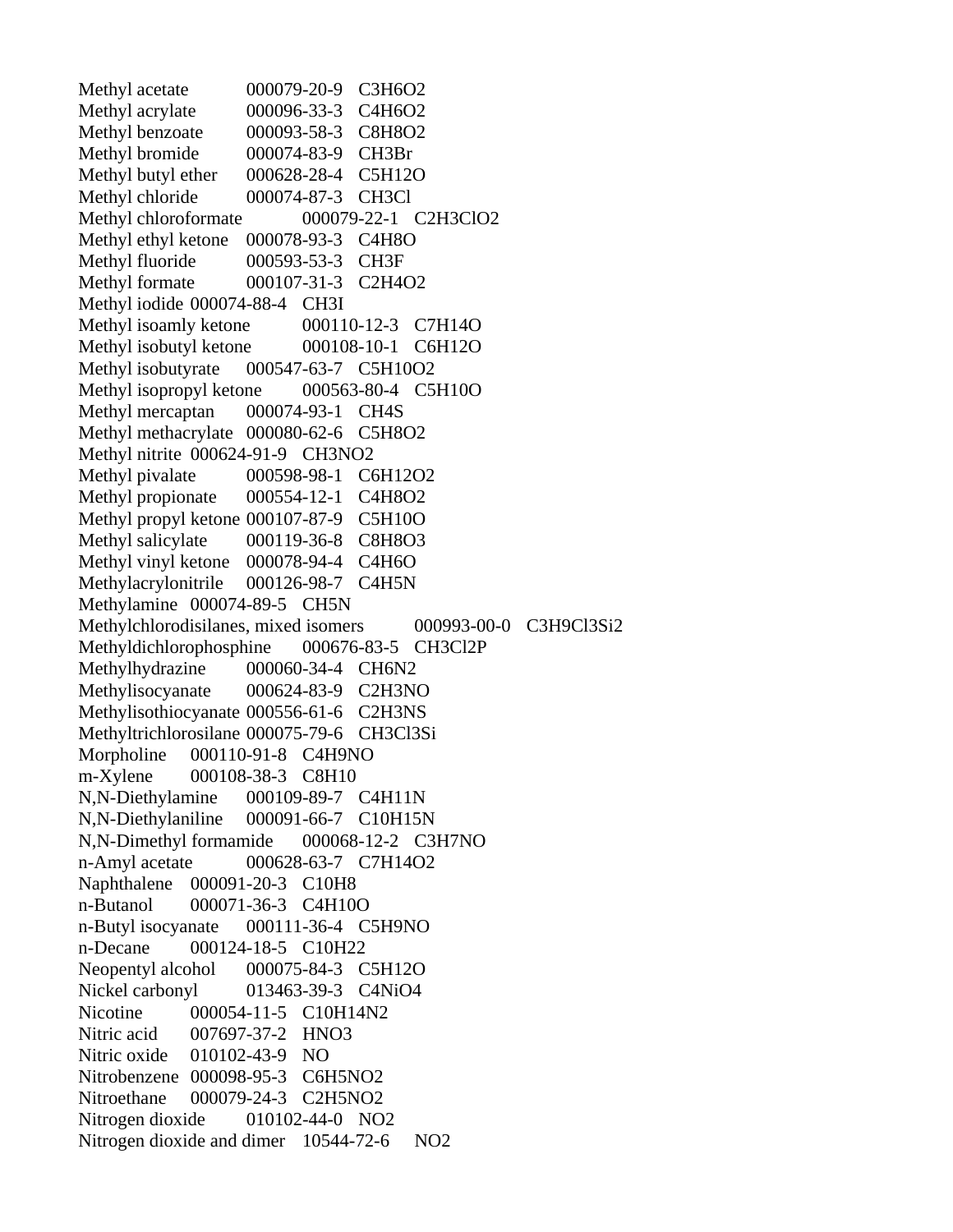| | | |
|---|---|---|
| Methyl acetate | 000079-20-9 | $C_3H_6O_2$ |
| Methyl acrylate | 000096-33-3 | $C_4H_6O_2$ |
| Methyl benzoate | 000093-58-3 | $C_8H_8O_2$ |
| Methyl bromide | 000074-83-9 | $CH_3Br$ |
| Methyl butyl ether | 000628-28-4 | $C_5H_{12}O$ |
| Methyl chloride | 000074-87-3 | $CH_3Cl$ |
| Methyl chloroformate | 000079-22-1 | $C_2H_3ClO_2$ |
| Methyl ethyl ketone | 000078-93-3 | $C_4H_8O$ |
| Methyl fluoride | 000593-53-3 | $CH_3F$ |
| Methyl formate | 000107-31-3 | $C_2H_4O_2$ |
| Methyl iodide | 000074-88-4 | $CH_3I$ |
| Methyl isoamly ketone | 000110-12-3 | $C_7H_{14}O$ |
| Methyl isobutyl ketone | 000108-10-1 | $C_6H_{12}O$ |
| Methyl isobutyrate | 000547-63-7 | $C_5H_{10}O_2$ |
| Methyl isopropyl ketone | 000563-80-4 | $C_5H_{10}O$ |
| Methyl mercaptan | 000074-93-1 | $CH_4S$ |
| Methyl methacrylate | 000080-62-6 | $C_5H_8O_2$ |
| Methyl nitrite | 000624-91-9 | $CH_3NO_2$ |
| Methyl pivalate | 000598-98-1 | $C_6H_{12}O_2$ |
| Methyl propionate | 000554-12-1 | $C_4H_8O_2$ |
| Methyl propyl ketone | 000107-87-9 | $C_5H_{10}O$ |
| Methyl salicylate | 000119-36-8 | $C_8H_8O_3$ |
| Methyl vinyl ketone | 000078-94-4 | $C_4H_6O$ |
| Methylacrylonitrile | 000126-98-7 | $C_4H_5N$ |
| Methylamine | 000074-89-5 | $CH_5N$ |
| Methylchlorodisilanes, mixed isomers | 000993-00-0 | $C_3H_9Cl_3Si_2$ |
| Methyldichlorophosphine | 000676-83-5 | $CH_3Cl_2P$ |
| Methylhydrazine | 000060-34-4 | $CH_6N_2$ |
| Methylisocyanate | 000624-83-9 | $C_2H_3NO$ |
| Methylisothiocyanate | 000556-61-6 | $C_2H_3NS$ |
| Methyltrichlorosilane | 000075-79-6 | $CH_3Cl_3Si$ |
| Morpholine | 000110-91-8 | $C_4H_9NO$ |
| m-Xylene | 000108-38-3 | $C_8H_{10}$ |
| N,N-Diethylamine | 000109-89-7 | $C_4H_{11}N$ |
| N,N-Diethylaniline | 000091-66-7 | $C_{10}H_{15}N$ |
| N,N-Dimethyl formamide | 000068-12-2 | $C_3H_7NO$ |
| n-Amyl acetate | 000628-63-7 | $C_7H_{14}O_2$ |
| Naphthalene | 000091-20-3 | $C_{10}H_8$ |
| n-Butanol | 000071-36-3 | $C_4H_{10}O$ |
| n-Butyl isocyanate | 000111-36-4 | $C_5H_9NO$ |
| n-Decane | 000124-18-5 | $C_{10}H_{22}$ |
| Neopentyl alcohol | 000075-84-3 | $C_5H_{12}O$ |
| Nickel carbonyl | 013463-39-3 | $C_4NiO_4$ |
| Nicotine | 000054-11-5 | $C_{10}H_{14}N_2$ |
| Nitric acid | 007697-37-2 | $HNO_3$ |
| Nitric oxide | 010102-43-9 | $NO$ |
| Nitrobenzene | 000098-95-3 | $C_6H_5NO_2$ |
| Nitroethane | 000079-24-3 | $C_2H_5NO_2$ |
| Nitrogen dioxide | 010102-44-0 | $NO_2$ |
| Nitrogen dioxide and dimer | 10544-72-6 | $NO_2$ |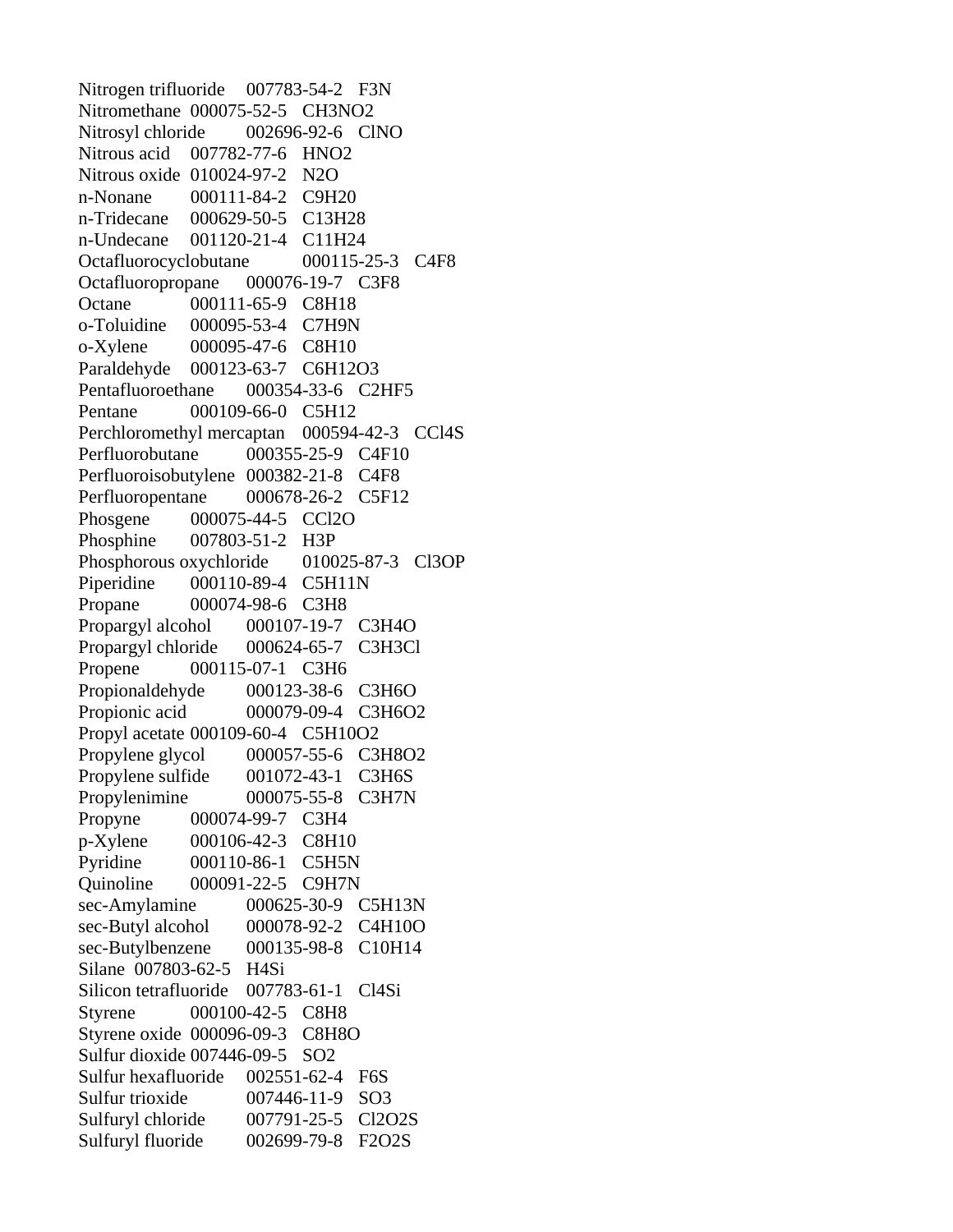| | | |
|---|---|---|
| Nitrogen trifluoride | 007783-54-2 | $F_3N$ |
| Nitromethane | 000075-52-5 | $CH_3NO_2$ |
| Nitrosyl chloride | 002696-92-6 | ClNO |
| Nitrous acid | 007782-77-6 | $HNO_2$ |
| Nitrous oxide | 010024-97-2 | $N_2O$ |
| n-Nonane | 000111-84-2 | $C_9H_{20}$ |
| n-Tridecane | 000629-50-5 | $C_{13}H_{28}$ |
| n-Undecane | 001120-21-4 | $C_{11}H_{24}$ |
| Octafluorocyclobutane | 000115-25-3 | $C_4F_8$ |
| Octafluoropropane | 000076-19-7 | $C_3F_8$ |
| Octane | 000111-65-9 | $C_8H_{18}$ |
| o-Toluidine | 000095-53-4 | $C_7H_9N$ |
| o-Xylene | 000095-47-6 | $C_8H_{10}$ |
| Paraldehyde | 000123-63-7 | $C_6H_{12}O_3$ |
| Pentafluoroethane | 000354-33-6 | $C_2HF_5$ |
| Pentane | 000109-66-0 | $C_5H_{12}$ |
| Perchloromethyl mercaptan | 000594-42-3 | $CCl_4S$ |
| Perfluorobutane | 000355-25-9 | $C_4F_{10}$ |
| Perfluoroisobutylene | 000382-21-8 | $C_4F_8$ |
| Perfluoropentane | 000678-26-2 | $C_5F_{12}$ |
| Phosgene | 000075-44-5 | $CCl_2O$ |
| Phosphine | 007803-51-2 | $H_3P$ |
| Phosphorous oxychloride | 010025-87-3 | $Cl_3OP$ |
| Piperidine | 000110-89-4 | $C_5H_{11}N$ |
| Propane | 000074-98-6 | $C_3H_8$ |
| Propargyl alcohol | 000107-19-7 | $C_3H_4O$ |
| Propargyl chloride | 000624-65-7 | $C_3H_3Cl$ |
| Propene | 000115-07-1 | $C_3H_6$ |
| Propionaldehyde | 000123-38-6 | $C_3H_6O$ |
| Propionic acid | 000079-09-4 | $C_3H_6O_2$ |
| Propyl acetate | 000109-60-4 | $C_5H_{10}O_2$ |
| Propylene glycol | 000057-55-6 | $C_3H_8O_2$ |
| Propylene sulfide | 001072-43-1 | $C_3H_6S$ |
| Propylenimine | 000075-55-8 | $C_3H_7N$ |
| Propyne | 000074-99-7 | $C_3H_4$ |
| p-Xylene | 000106-42-3 | $C_8H_{10}$ |
| Pyridine | 000110-86-1 | $C_5H_5N$ |
| Quinoline | 000091-22-5 | $C_9H_7N$ |
| sec-Amylamine | 000625-30-9 | $C_5H_{13}N$ |
| sec-Butyl alcohol | 000078-92-2 | $C_4H_{10}O$ |
| sec-Butylbenzene | 000135-98-8 | $C_{10}H_{14}$ |
| Silane | 007803-62-5 | $H_4Si$ |
| Silicon tetrafluoride | 007783-61-1 | $Cl_4Si$ |
| Styrene | 000100-42-5 | $C_8H_8$ |
| Styrene oxide | 000096-09-3 | $C_8H_8O$ |
| Sulfur dioxide | 007446-09-5 | $SO_2$ |
| Sulfur hexafluoride | 002551-62-4 | $F_6S$ |
| Sulfur trioxide | 007446-11-9 | $SO_3$ |
| Sulfuryl chloride | 007791-25-5 | $Cl_2O_2S$ |
| Sulfuryl fluoride | 002699-79-8 | $F_2O_2S$ |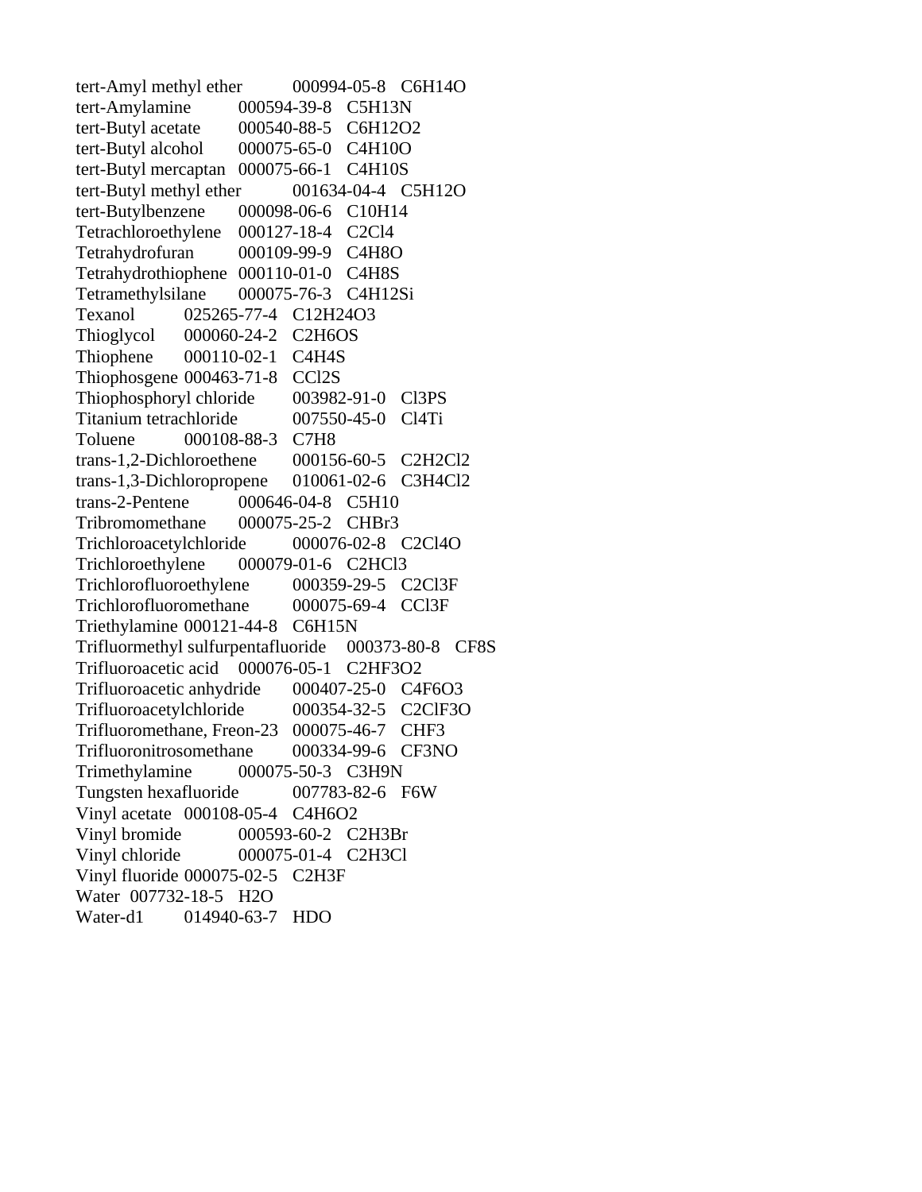| | | |
|---|---|---|
| tert-Amyl methyl ether | 000994-05-8 | C6H14O |
| tert-Amylamine | 000594-39-8 | C5H13N |
| tert-Butyl acetate | 000540-88-5 | C6H12O2 |
| tert-Butyl alcohol | 000075-65-0 | C4H10O |
| tert-Butyl mercaptan | 000075-66-1 | C4H10S |
| tert-Butyl methyl ether | 001634-04-4 | C5H12O |
| tert-Butylbenzene | 000098-06-6 | C10H14 |
| Tetrachloroethylene | 000127-18-4 | C2Cl4 |
| Tetrahydrofuran | 000109-99-9 | C4H8O |
| Tetrahydrothiophene | 000110-01-0 | C4H8S |
| Tetramethylsilane | 000075-76-3 | C4H12Si |
| Texanol | 025265-77-4 | C12H24O3 |
| Thioglycol | 000060-24-2 | C2H6OS |
| Thiophene | 000110-02-1 | C4H4S |
| Thiophosgene | 000463-71-8 | CCl2S |
| Thiophosphoryl chloride | 003982-91-0 | Cl3PS |
| Titanium tetrachloride | 007550-45-0 | Cl4Ti |
| Toluene | 000108-88-3 | C7H8 |
| trans-1,2-Dichloroethene | 000156-60-5 | C2H2Cl2 |
| trans-1,3-Dichloropropene | 010061-02-6 | C3H4Cl2 |
| trans-2-Pentene | 000646-04-8 | C5H10 |
| Tribromomethane | 000075-25-2 | CHBr3 |
| Trichloroacetylchloride | 000076-02-8 | C2Cl4O |
| Trichloroethylene | 000079-01-6 | C2HCl3 |
| Trichlorofluoroethylene | 000359-29-5 | C2Cl3F |
| Trichlorofluoromethane | 000075-69-4 | CCl3F |
| Triethylamine | 000121-44-8 | C6H15N |
| Trifluormethyl sulfurpentafluoride | 000373-80-8 | CF8S |
| Trifluoroacetic acid | 000076-05-1 | C2HF3O2 |
| Trifluoroacetic anhydride | 000407-25-0 | C4F6O3 |
| Trifluoroacetylchloride | 000354-32-5 | C2ClF3O |
| Trifluoromethane, Freon-23 | 000075-46-7 | CHF3 |
| Trifluoronitrosomethane | 000334-99-6 | CF3NO |
| Trimethylamine | 000075-50-3 | C3H9N |
| Tungsten hexafluoride | 007783-82-6 | F6W |
| Vinyl acetate | 000108-05-4 | C4H6O2 |
| Vinyl bromide | 000593-60-2 | C2H3Br |
| Vinyl chloride | 000075-01-4 | C2H3Cl |
| Vinyl fluoride | 000075-02-5 | C2H3F |
| Water | 007732-18-5 | H2O |
| Water-d1 | 014940-63-7 | HDO |